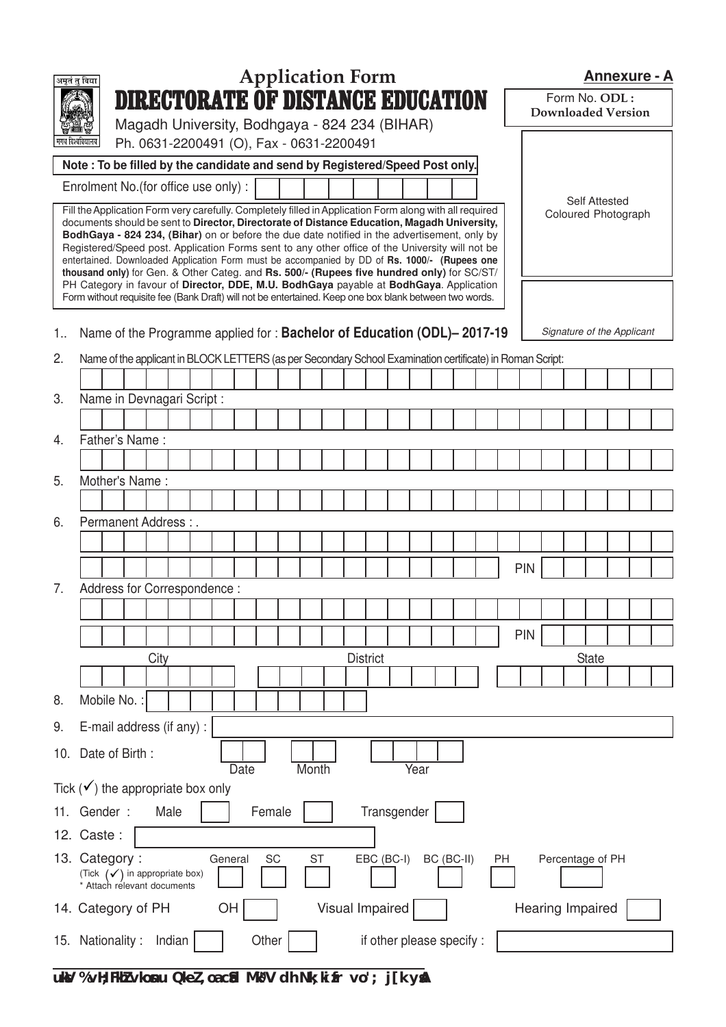**Annexure - A**

अमृतं तु विद्या

मगध विश्वविद्यालय

# Application Form

# DIRECTORATE OF DISTANCE EDUCATION

Magadh University, Bodhgaya - 824 234 (BIHAR)

Ph. 0631-2200491 (O), Fax - 0631-2200491

Form No. **ODL :**
**Downloaded Version**

Self Attested Coloured Photograph

Signature of the Applicant

**Note : To be filled by the candidate and send by Registered/Speed Post only.**

Enrolment No.(for office use only) :

Fill the Application Form very carefully. Completely filled in Application Form along with all required documents should be sent to **Director, Directorate of Distance Education, Magadh University, BodhGaya - 824 234, (Bihar)** on or before the due date notified in the advertisement, only by Registered/Speed post. Application Forms sent to any other office of the University will not be entertained. Downloaded Application Form must be accompanied by DD of **Rs. 1000/- (Rupees one thousand only)** for Gen. & Other Categ. and **Rs. 500/- (Rupees five hundred only)** for SC/ST/ PH Category in favour of **Director, DDE, M.U. BodhGaya** payable at **BodhGaya**. Application Form without requisite fee (Bank Draft) will not be entertained. Keep one box blank between two words.

1.. Name of the Programme applied for : **Bachelor of Education (ODL)– 2017-19**

2. Name of the applicant in BLOCK LETTERS (as per Secondary School Examination certificate) in Roman Script:

3. Name in Devnagari Script :

4. Father's Name :

5. Mother's Name :

6. Permanent Address : .

PIN

7. Address for Correspondence :

PIN

City District State

8. Mobile No. :

9. E-mail address (if any) :

10. Date of Birth : Date Month Year

Tick (✓) the appropriate box only

11. Gender : Male Female Transgender

12. Caste :

13. Category : General SC ST EBC (BC-I) BC (BC-II) PH Percentage of PH
(Tick (✓) in appropriate box)
* Attach relevant documents

14. Category of PH OH Visual Impaired Hearing Impaired

15. Nationality : Indian Other if other please specify :

uksV %vH;FkhZvkosnu QkeZ,oa cSad MªkQV dh Nk;kizfr vo'; j[kysaA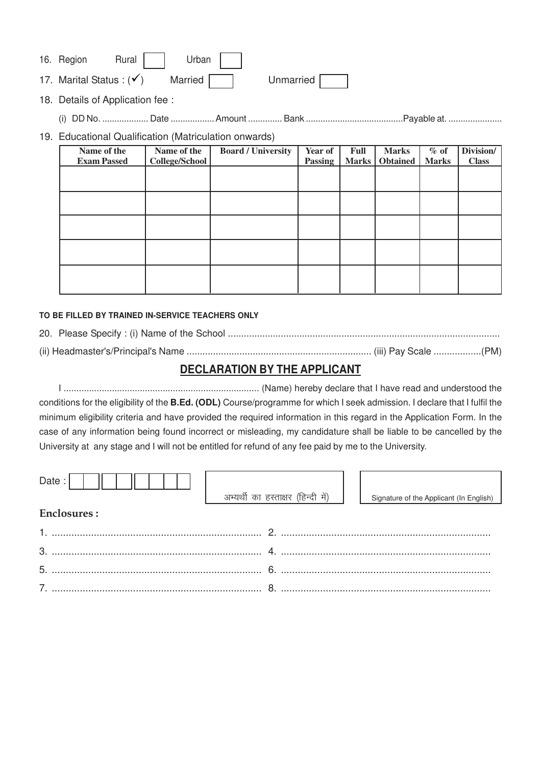16. Region Rural ☐ Urban ☐

17. Marital Status : (✓) Married ☐ Unmarried ☐

18. Details of Application fee :

    (i) DD No. ................... Date .................. Amount ............. Bank .......................................Payable at. ......................

19. Educational Qualification (Matriculation onwards)

| Name of the Exam Passed | Name of the College/School | Board / University | Year of Passing | Full Marks | Marks Obtained | % of Marks | Division/ Class |
|---|---|---|---|---|---|---|---|
| | | | | | | | |
| | | | | | | | |
| | | | | | | | |
| | | | | | | | |
| | | | | | | | |

**TO BE FILLED BY TRAINED IN-SERVICE TEACHERS ONLY**

20. Please Specify : (i) Name of the School .....................................................................................................

(ii) Headmaster's/Principal's Name ..................................................................... (iii) Pay Scale ..................(PM)

## DECLARATION BY THE APPLICANT

I ............................................................................ (Name) hereby declare that I have read and understood the conditions for the eligibility of the **B.Ed. (ODL)** Course/programme for which I seek admission. I declare that I fulfil the minimum eligibility criteria and have provided the required information in this regard in the Application Form. In the case of any information being found incorrect or misleading, my candidature shall be liable to be cancelled by the University at any stage and I will not be entitled for refund of any fee paid by me to the University.

Date : ☐☐ ☐☐ ☐☐☐☐

अभ्यर्थी का हस्ताक्षर (हिन्दी में)

Signature of the Applicant (In English)

**Enclosures :**

1. ...........................................................................
2. ...........................................................................
3. ...........................................................................
4. ...........................................................................
5. ...........................................................................
6. ...........................................................................
7. ...........................................................................
8. ...........................................................................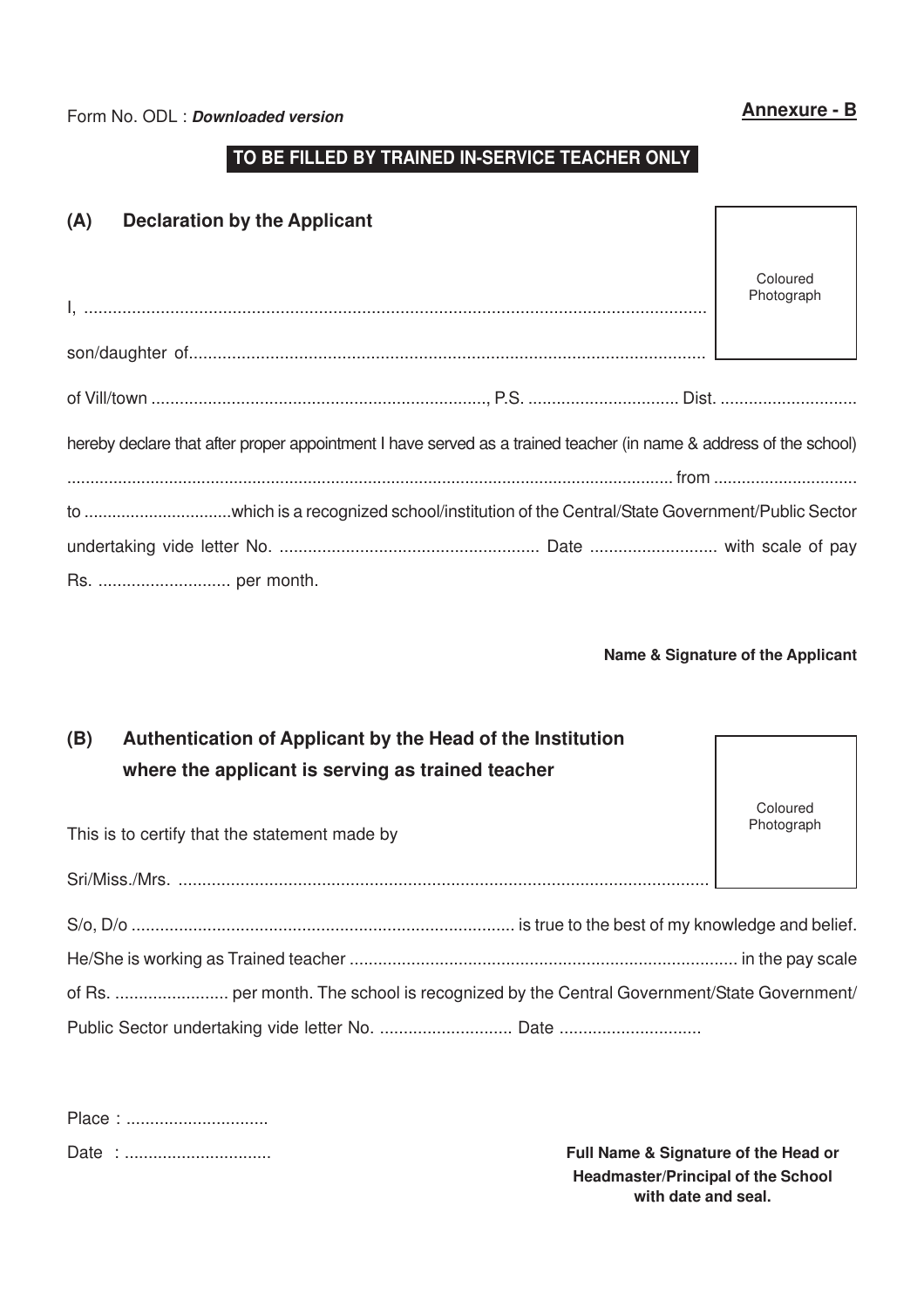Form No. ODL : ***Downloaded version***

**Annexure - B**

**TO BE FILLED BY TRAINED IN-SERVICE TEACHER ONLY**

## (A) Declaration by the Applicant

Coloured Photograph

I, ..................................................................................................................................

son/daughter of............................................................................................................

of Vill/town ......................................................................., P.S. ................................ Dist. .............................

hereby declare that after proper appointment I have served as a trained teacher (in name & address of the school)

................................................................................................................................ from ..............................

to ...............................which is a recognized school/institution of the Central/State Government/Public Sector undertaking vide letter No. ....................................................... Date ........................... with scale of pay Rs. ............................ per month.

**Name & Signature of the Applicant**

## (B) Authentication of Applicant by the Head of the Institution where the applicant is serving as trained teacher

Coloured Photograph

This is to certify that the statement made by

Sri/Miss./Mrs. ..............................................................................................................

S/o, D/o ................................................................................ is true to the best of my knowledge and belief.
He/She is working as Trained teacher ................................................................................. in the pay scale of Rs. ........................ per month. The school is recognized by the Central Government/State Government/ Public Sector undertaking vide letter No. ............................ Date .............................

Place : ..............................

Date : ...............................

**Full Name & Signature of the Head or Headmaster/Principal of the School with date and seal.**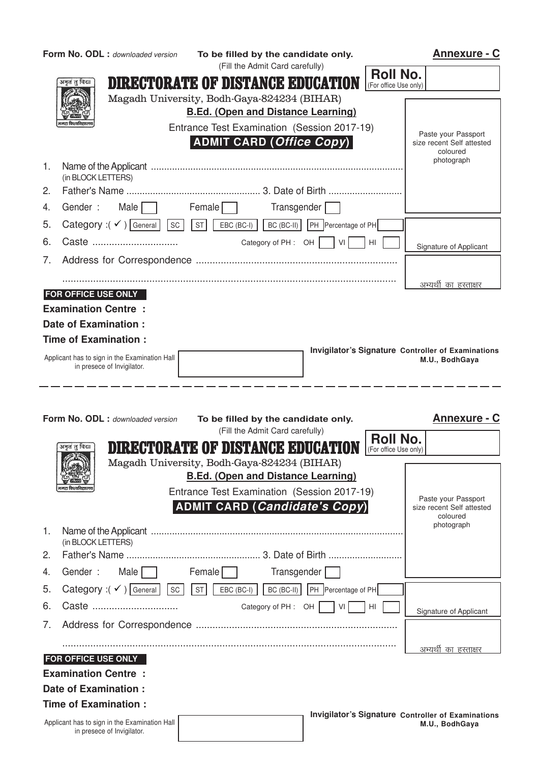**Form No. ODL :** *downloaded version* **To be filled by the candidate only.** **Annexure - C**

(Fill the Admit Card carefully)

**Roll No.** (For office Use only)

अमृतं तु विद्या

मगध विश्वविद्यालय

# DIRECTORATE OF DISTANCE EDUCATION

Magadh University, Bodh-Gaya-824234 (BIHAR)

**B.Ed. (Open and Distance Learning)**

Entrance Test Examination (Session 2017-19)

## ADMIT CARD (*Office Copy*)

Paste your Passport size recent Self attested coloured photograph

1. Name of the Applicant ..............................................................................................
   (in BLOCK LETTERS)
2. Father's Name .................................................. 3. Date of Birth ...........................
4. Gender : Male [ ] Female [ ] Transgender [ ]
5. Category :( ✓ ) [General] [SC] [ST] [EBC (BC-I)] [BC (BC-II)] [PH] Percentage of PH [ ]
6. Caste ............................... Category of PH : OH [ ] VI [ ] HI [ ]
7. Address for Correspondence .........................................................................
   .........................................................................................................................

Signature of Applicant

अभ्यर्थी का हस्ताक्षर

**FOR OFFICE USE ONLY**

**Examination Centre :**

**Date of Examination :**

**Time of Examination :**

Applicant has to sign in the Examination Hall in presece of Invigilator.

**Invigilator's Signature** **Controller of Examinations M.U., BodhGaya**

---

**Form No. ODL :** *downloaded version* **To be filled by the candidate only.** **Annexure - C**

(Fill the Admit Card carefully)

**Roll No.** (For office Use only)

अमृतं तु विद्या

मगध विश्वविद्यालय

# DIRECTORATE OF DISTANCE EDUCATION

Magadh University, Bodh-Gaya-824234 (BIHAR)

**B.Ed. (Open and Distance Learning)**

Entrance Test Examination (Session 2017-19)

## ADMIT CARD (*Candidate's Copy*)

Paste your Passport size recent Self attested coloured photograph

1. Name of the Applicant ..............................................................................................
   (in BLOCK LETTERS)
2. Father's Name .................................................. 3. Date of Birth ...........................
4. Gender : Male [ ] Female [ ] Transgender [ ]
5. Category :( ✓ ) [General] [SC] [ST] [EBC (BC-I)] [BC (BC-II)] [PH] Percentage of PH [ ]
6. Caste ............................... Category of PH : OH [ ] VI [ ] HI [ ]
7. Address for Correspondence .........................................................................
   .........................................................................................................................

Signature of Applicant

अभ्यर्थी का हस्ताक्षर

**FOR OFFICE USE ONLY**

**Examination Centre :**

**Date of Examination :**

**Time of Examination :**

Applicant has to sign in the Examination Hall in presece of Invigilator.

**Invigilator's Signature** **Controller of Examinations M.U., BodhGaya**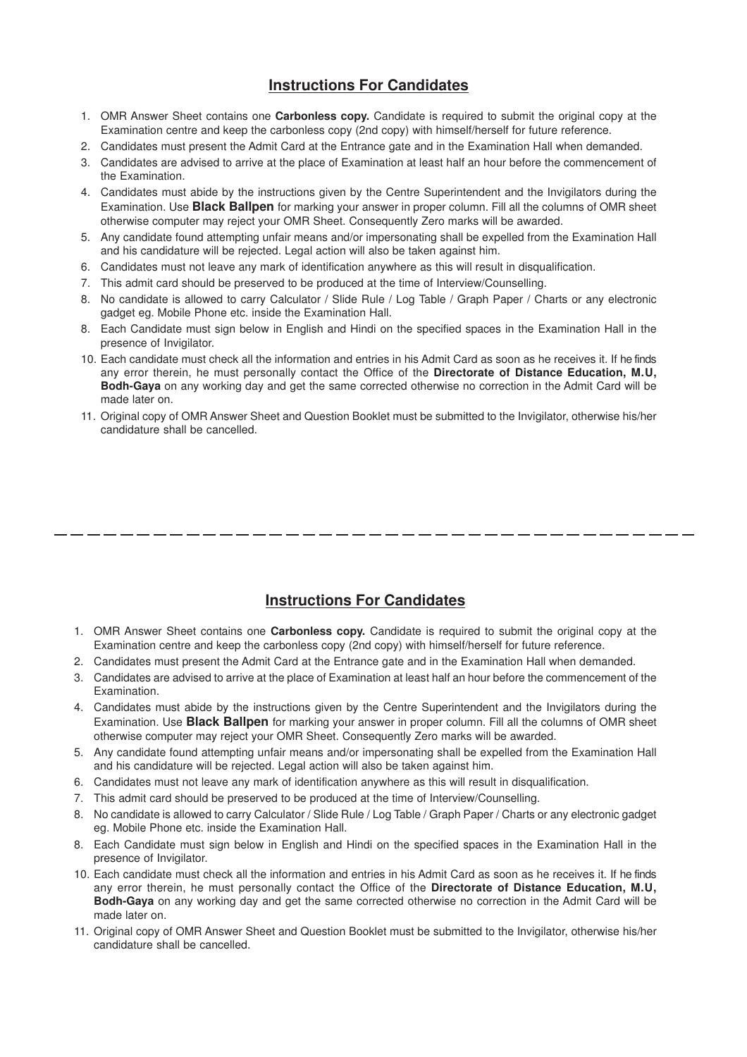## Instructions For Candidates

1. OMR Answer Sheet contains one **Carbonless copy.** Candidate is required to submit the original copy at the Examination centre and keep the carbonless copy (2nd copy) with himself/herself for future reference.
2. Candidates must present the Admit Card at the Entrance gate and in the Examination Hall when demanded.
3. Candidates are advised to arrive at the place of Examination at least half an hour before the commencement of the Examination.
4. Candidates must abide by the instructions given by the Centre Superintendent and the Invigilators during the Examination. Use **Black Ballpen** for marking your answer in proper column. Fill all the columns of OMR sheet otherwise computer may reject your OMR Sheet. Consequently Zero marks will be awarded.
5. Any candidate found attempting unfair means and/or impersonating shall be expelled from the Examination Hall and his candidature will be rejected. Legal action will also be taken against him.
6. Candidates must not leave any mark of identification anywhere as this will result in disqualification.
7. This admit card should be preserved to be produced at the time of Interview/Counselling.
8. No candidate is allowed to carry Calculator / Slide Rule / Log Table / Graph Paper / Charts or any electronic gadget eg. Mobile Phone etc. inside the Examination Hall.
8. Each Candidate must sign below in English and Hindi on the specified spaces in the Examination Hall in the presence of Invigilator.
10. Each candidate must check all the information and entries in his Admit Card as soon as he receives it. If he finds any error therein, he must personally contact the Office of the **Directorate of Distance Education, M.U, Bodh-Gaya** on any working day and get the same corrected otherwise no correction in the Admit Card will be made later on.
11. Original copy of OMR Answer Sheet and Question Booklet must be submitted to the Invigilator, otherwise his/her candidature shall be cancelled.

---

## Instructions For Candidates

1. OMR Answer Sheet contains one **Carbonless copy.** Candidate is required to submit the original copy at the Examination centre and keep the carbonless copy (2nd copy) with himself/herself for future reference.
2. Candidates must present the Admit Card at the Entrance gate and in the Examination Hall when demanded.
3. Candidates are advised to arrive at the place of Examination at least half an hour before the commencement of the Examination.
4. Candidates must abide by the instructions given by the Centre Superintendent and the Invigilators during the Examination. Use **Black Ballpen** for marking your answer in proper column. Fill all the columns of OMR sheet otherwise computer may reject your OMR Sheet. Consequently Zero marks will be awarded.
5. Any candidate found attempting unfair means and/or impersonating shall be expelled from the Examination Hall and his candidature will be rejected. Legal action will also be taken against him.
6. Candidates must not leave any mark of identification anywhere as this will result in disqualification.
7. This admit card should be preserved to be produced at the time of Interview/Counselling.
8. No candidate is allowed to carry Calculator / Slide Rule / Log Table / Graph Paper / Charts or any electronic gadget eg. Mobile Phone etc. inside the Examination Hall.
8. Each Candidate must sign below in English and Hindi on the specified spaces in the Examination Hall in the presence of Invigilator.
10. Each candidate must check all the information and entries in his Admit Card as soon as he receives it. If he finds any error therein, he must personally contact the Office of the **Directorate of Distance Education, M.U, Bodh-Gaya** on any working day and get the same corrected otherwise no correction in the Admit Card will be made later on.
11. Original copy of OMR Answer Sheet and Question Booklet must be submitted to the Invigilator, otherwise his/her candidature shall be cancelled.